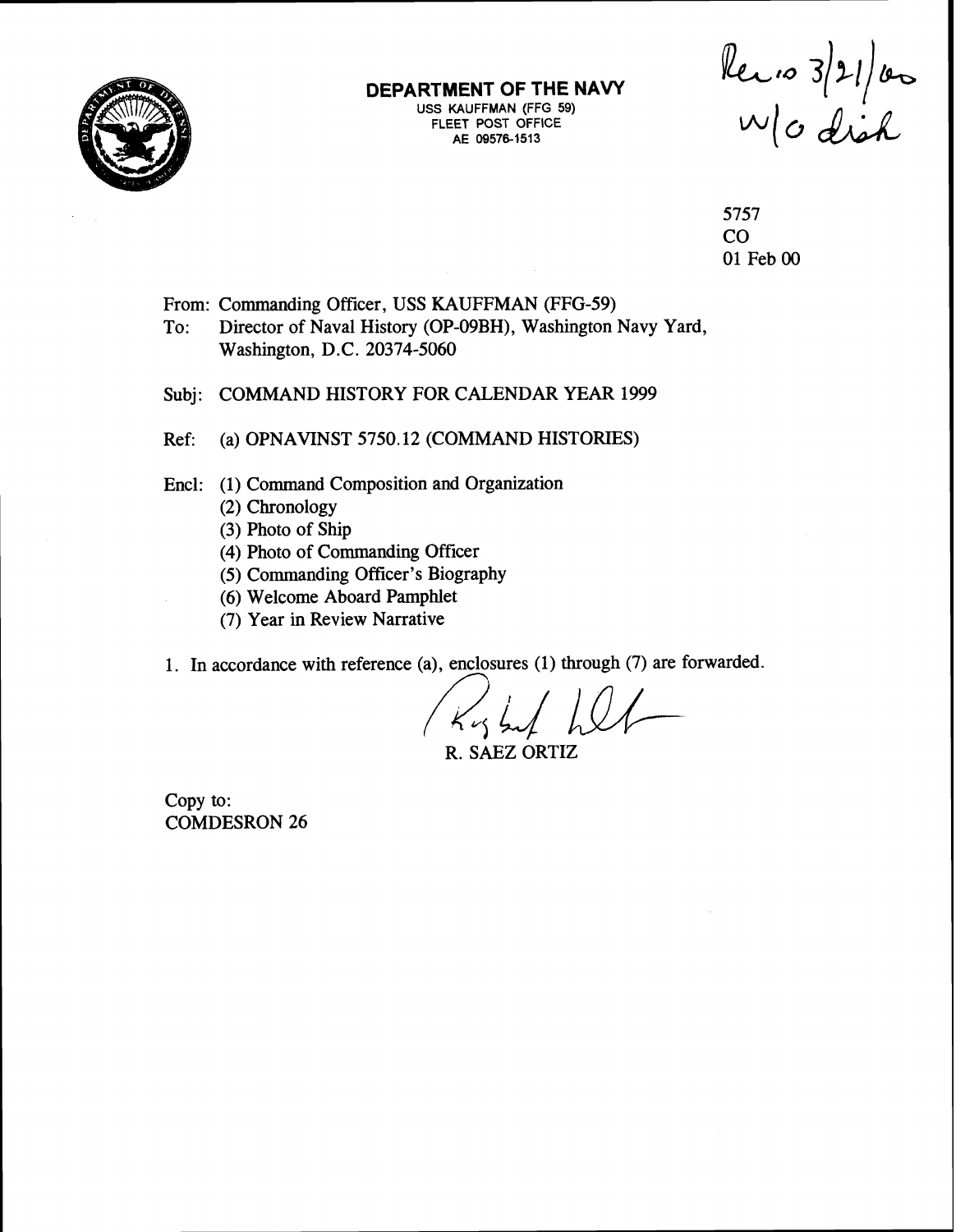**DEPARTMENT OF THE NAVY**
USS KAUFFMAN (FFG 59)
FLEET POST OFFICE
AE 09576-1513

Rec'd 3/21/00
w/o disk

5757
CO
01 Feb 00

From: Commanding Officer, USS KAUFFMAN (FFG-59)
To: Director of Naval History (OP-09BH), Washington Navy Yard, Washington, D.C. 20374-5060

Subj: COMMAND HISTORY FOR CALENDAR YEAR 1999

Ref: (a) OPNAVINST 5750.12 (COMMAND HISTORIES)

Encl: (1) Command Composition and Organization
(2) Chronology
(3) Photo of Ship
(4) Photo of Commanding Officer
(5) Commanding Officer's Biography
(6) Welcome Aboard Pamphlet
(7) Year in Review Narrative

1. In accordance with reference (a), enclosures (1) through (7) are forwarded.

R. SAEZ ORTIZ

Copy to:
COMDESRON 26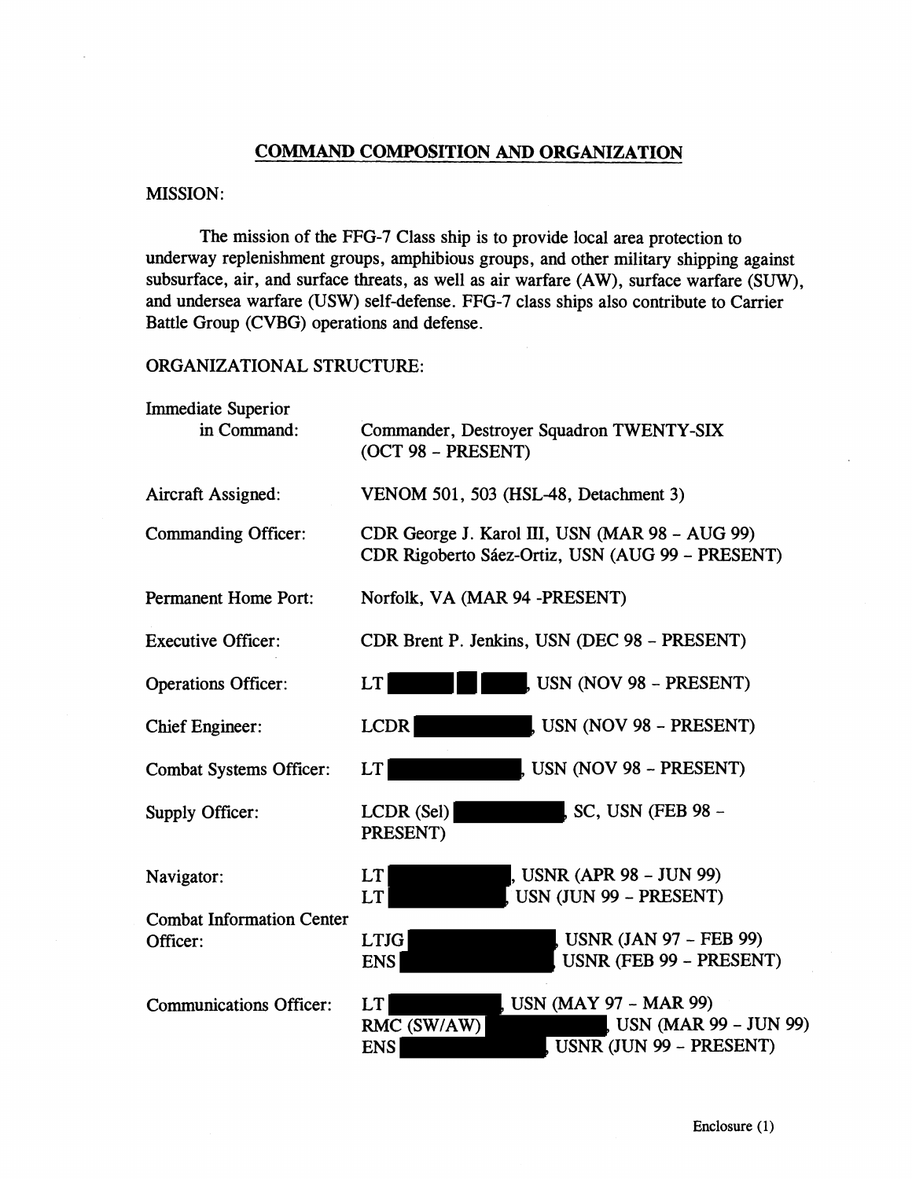## COMMAND COMPOSITION AND ORGANIZATION

MISSION:

The mission of the FFG-7 Class ship is to provide local area protection to underway replenishment groups, amphibious groups, and other military shipping against subsurface, air, and surface threats, as well as air warfare (AW), surface warfare (SUW), and undersea warfare (USW) self-defense. FFG-7 class ships also contribute to Carrier Battle Group (CVBG) operations and defense.

ORGANIZATIONAL STRUCTURE:

| | |
|---|---|
| Immediate Superior in Command: | Commander, Destroyer Squadron TWENTY-SIX (OCT 98 - PRESENT) |
| Aircraft Assigned: | VENOM 501, 503 (HSL-48, Detachment 3) |
| Commanding Officer: | CDR George J. Karol III, USN (MAR 98 - AUG 99)<br>CDR Rigoberto Sáez-Ortiz, USN (AUG 99 - PRESENT) |
| Permanent Home Port: | Norfolk, VA (MAR 94 -PRESENT) |
| Executive Officer: | CDR Brent P. Jenkins, USN (DEC 98 - PRESENT) |
| Operations Officer: | LT [REDACTED], USN (NOV 98 - PRESENT) |
| Chief Engineer: | LCDR [REDACTED], USN (NOV 98 - PRESENT) |
| Combat Systems Officer: | LT [REDACTED], USN (NOV 98 - PRESENT) |
| Supply Officer: | LCDR (Sel) [REDACTED], SC, USN (FEB 98 - PRESENT) |
| Navigator: | LT [REDACTED], USNR (APR 98 - JUN 99)<br>LT [REDACTED], USN (JUN 99 - PRESENT) |
| Combat Information Center Officer: | LTJG [REDACTED], USNR (JAN 97 - FEB 99)<br>ENS [REDACTED], USNR (FEB 99 - PRESENT) |
| Communications Officer: | LT [REDACTED], USN (MAY 97 - MAR 99)<br>RMC (SW/AW) [REDACTED], USN (MAR 99 - JUN 99)<br>ENS [REDACTED], USNR (JUN 99 - PRESENT) |

Enclosure (1)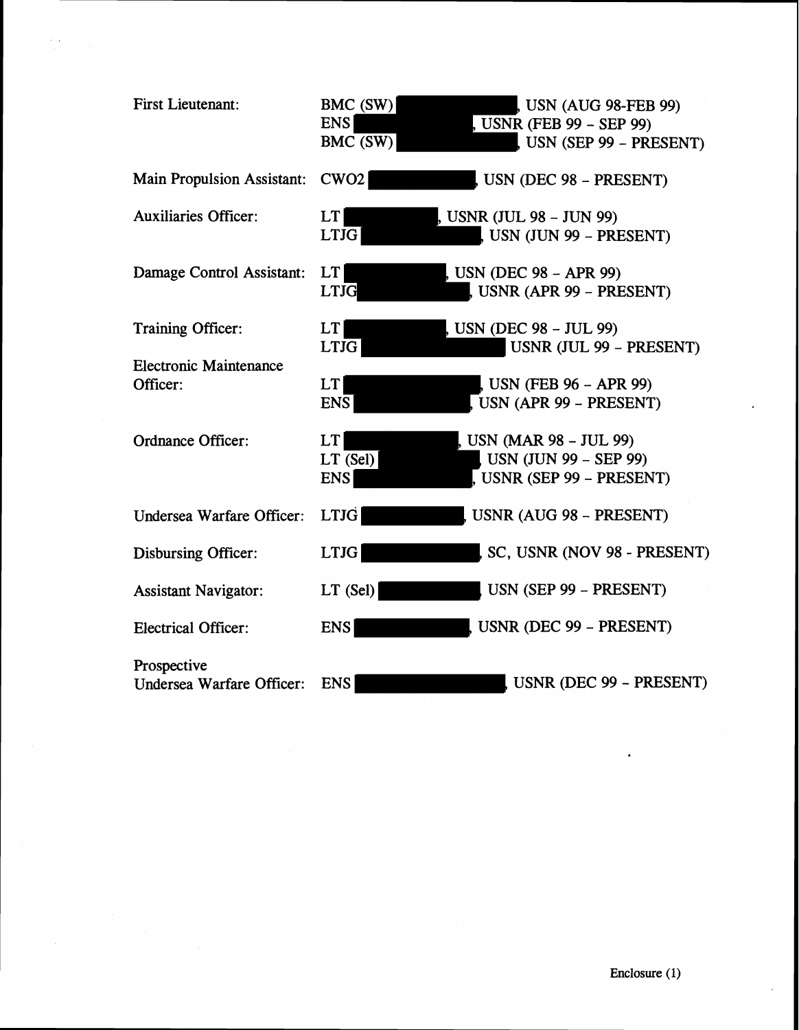| | |
|---|---|
| First Lieutenant: | BMC (SW) , USN (AUG 98-FEB 99) |
| | ENS , USNR (FEB 99 - SEP 99) |
| | BMC (SW) , USN (SEP 99 - PRESENT) |
| Main Propulsion Assistant: | CWO2 , USN (DEC 98 - PRESENT) |
| Auxiliaries Officer: | LT , USNR (JUL 98 - JUN 99) |
| | LTJG , USN (JUN 99 - PRESENT) |
| Damage Control Assistant: | LT , USN (DEC 98 - APR 99) |
| | LTJG , USNR (APR 99 - PRESENT) |
| Training Officer: | LT , USN (DEC 98 - JUL 99) |
| | LTJG USNR (JUL 99 - PRESENT) |
| Electronic Maintenance Officer: | LT , USN (FEB 96 - APR 99) |
| | ENS , USN (APR 99 - PRESENT) |
| Ordnance Officer: | LT , USN (MAR 98 - JUL 99) |
| | LT (Sel) , USN (JUN 99 - SEP 99) |
| | ENS , USNR (SEP 99 - PRESENT) |
| Undersea Warfare Officer: | LTJG , USNR (AUG 98 - PRESENT) |
| Disbursing Officer: | LTJG , SC, USNR (NOV 98 - PRESENT) |
| Assistant Navigator: | LT (Sel) , USN (SEP 99 - PRESENT) |
| Electrical Officer: | ENS , USNR (DEC 99 - PRESENT) |
| Prospective Undersea Warfare Officer: | ENS , USNR (DEC 99 - PRESENT) |

Enclosure (1)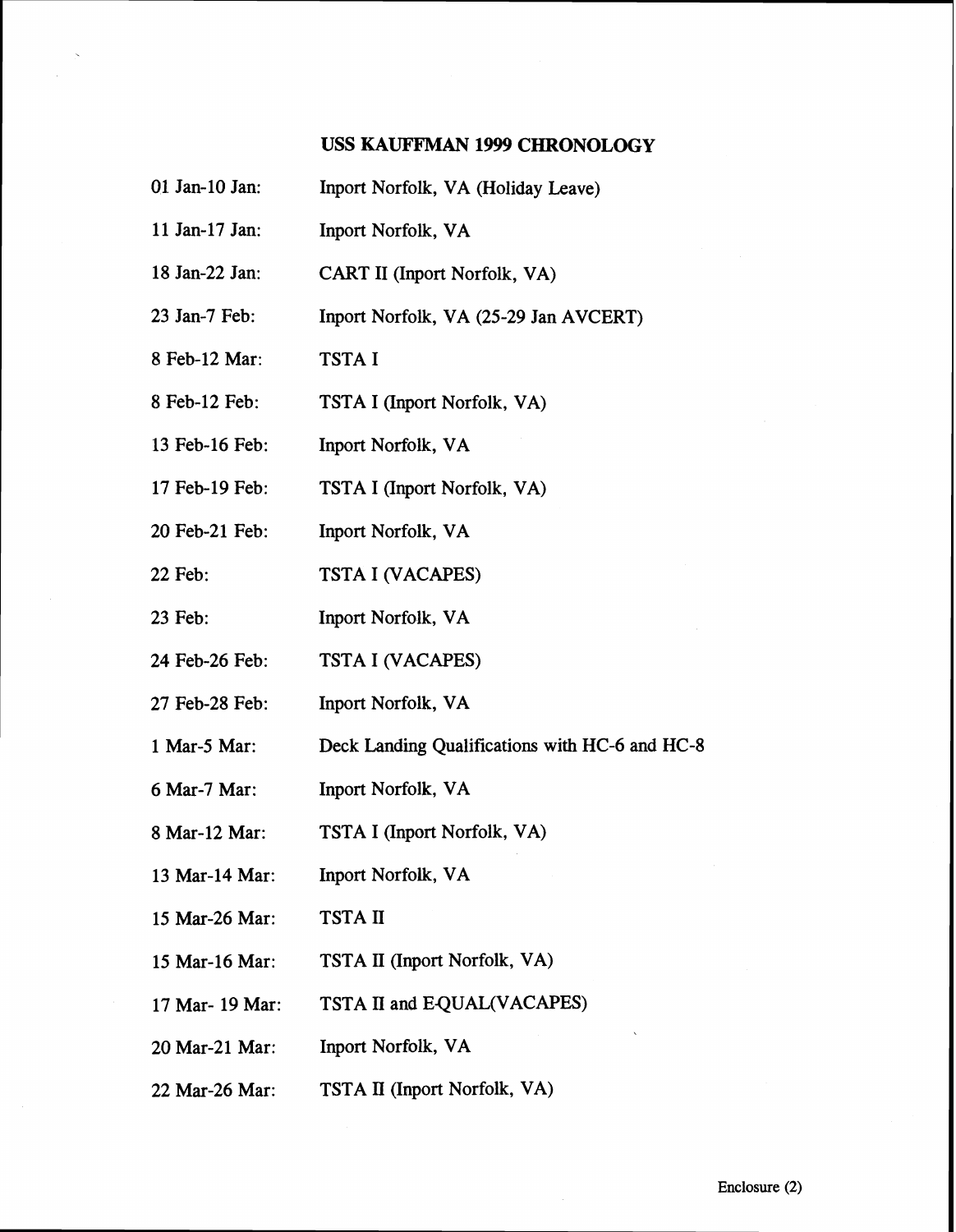## USS KAUFFMAN 1999 CHRONOLOGY

| | |
|---|---|
| 01 Jan-10 Jan: | Inport Norfolk, VA (Holiday Leave) |
| 11 Jan-17 Jan: | Inport Norfolk, VA |
| 18 Jan-22 Jan: | CART II (Inport Norfolk, VA) |
| 23 Jan-7 Feb: | Inport Norfolk, VA (25-29 Jan AVCERT) |
| 8 Feb-12 Mar: | TSTA I |
| 8 Feb-12 Feb: | TSTA I (Inport Norfolk, VA) |
| 13 Feb-16 Feb: | Inport Norfolk, VA |
| 17 Feb-19 Feb: | TSTA I (Inport Norfolk, VA) |
| 20 Feb-21 Feb: | Inport Norfolk, VA |
| 22 Feb: | TSTA I (VACAPES) |
| 23 Feb: | Inport Norfolk, VA |
| 24 Feb-26 Feb: | TSTA I (VACAPES) |
| 27 Feb-28 Feb: | Inport Norfolk, VA |
| 1 Mar-5 Mar: | Deck Landing Qualifications with HC-6 and HC-8 |
| 6 Mar-7 Mar: | Inport Norfolk, VA |
| 8 Mar-12 Mar: | TSTA I (Inport Norfolk, VA) |
| 13 Mar-14 Mar: | Inport Norfolk, VA |
| 15 Mar-26 Mar: | TSTA II |
| 15 Mar-16 Mar: | TSTA II (Inport Norfolk, VA) |
| 17 Mar- 19 Mar: | TSTA II and E-QUAL(VACAPES) |
| 20 Mar-21 Mar: | Inport Norfolk, VA |
| 22 Mar-26 Mar: | TSTA II (Inport Norfolk, VA) |

Enclosure (2)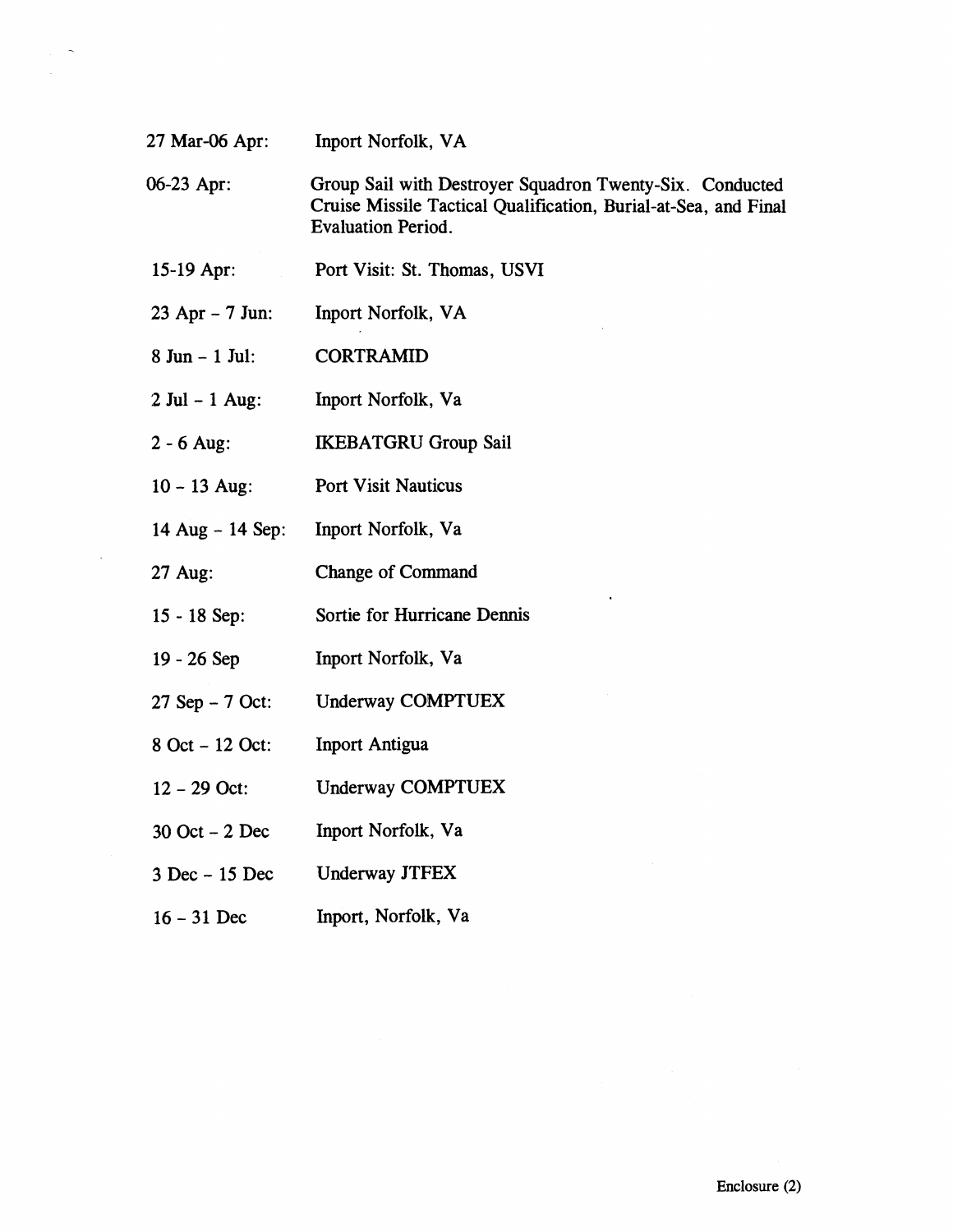| | |
|---|---|
| 27 Mar-06 Apr: | Inport Norfolk, VA |
| 06-23 Apr: | Group Sail with Destroyer Squadron Twenty-Six. Conducted Cruise Missile Tactical Qualification, Burial-at-Sea, and Final Evaluation Period. |
| 15-19 Apr: | Port Visit: St. Thomas, USVI |
| 23 Apr – 7 Jun: | Inport Norfolk, VA |
| 8 Jun – 1 Jul: | CORTRAMID |
| 2 Jul – 1 Aug: | Inport Norfolk, Va |
| 2 - 6 Aug: | IKEBATGRU Group Sail |
| 10 – 13 Aug: | Port Visit Nauticus |
| 14 Aug – 14 Sep: | Inport Norfolk, Va |
| 27 Aug: | Change of Command |
| 15 - 18 Sep: | Sortie for Hurricane Dennis |
| 19 - 26 Sep | Inport Norfolk, Va |
| 27 Sep – 7 Oct: | Underway COMPTUEX |
| 8 Oct – 12 Oct: | Inport Antigua |
| 12 – 29 Oct: | Underway COMPTUEX |
| 30 Oct – 2 Dec | Inport Norfolk, Va |
| 3 Dec – 15 Dec | Underway JTFEX |
| 16 – 31 Dec | Inport, Norfolk, Va |

Enclosure (2)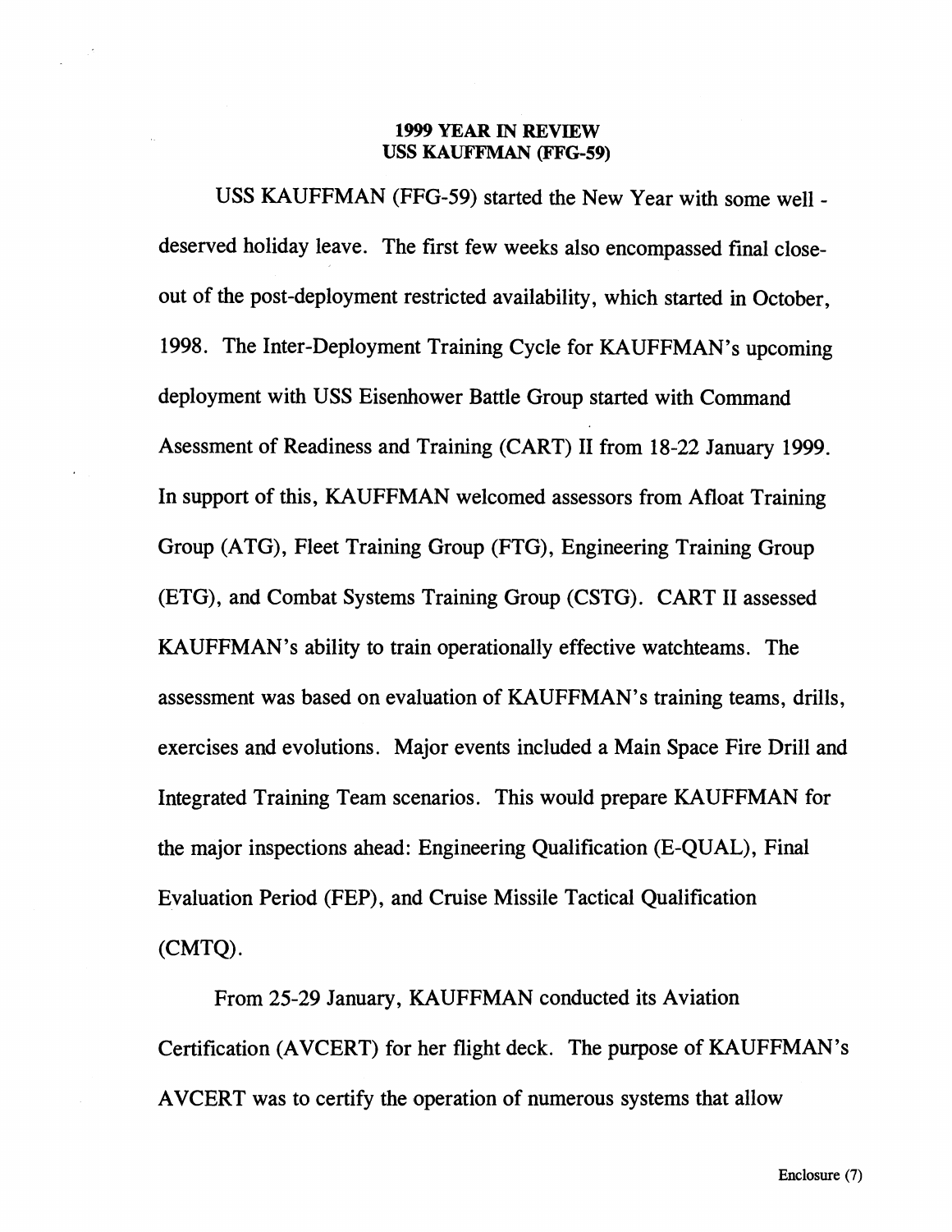**1999 YEAR IN REVIEW**
**USS KAUFFMAN (FFG-59)**

USS KAUFFMAN (FFG-59) started the New Year with some well - deserved holiday leave. The first few weeks also encompassed final close-out of the post-deployment restricted availability, which started in October, 1998. The Inter-Deployment Training Cycle for KAUFFMAN's upcoming deployment with USS Eisenhower Battle Group started with Command Asessment of Readiness and Training (CART) II from 18-22 January 1999. In support of this, KAUFFMAN welcomed assessors from Afloat Training Group (ATG), Fleet Training Group (FTG), Engineering Training Group (ETG), and Combat Systems Training Group (CSTG). CART II assessed KAUFFMAN's ability to train operationally effective watchteams. The assessment was based on evaluation of KAUFFMAN's training teams, drills, exercises and evolutions. Major events included a Main Space Fire Drill and Integrated Training Team scenarios. This would prepare KAUFFMAN for the major inspections ahead: Engineering Qualification (E-QUAL), Final Evaluation Period (FEP), and Cruise Missile Tactical Qualification (CMTQ).

From 25-29 January, KAUFFMAN conducted its Aviation Certification (AVCERT) for her flight deck. The purpose of KAUFFMAN's AVCERT was to certify the operation of numerous systems that allow

Enclosure (7)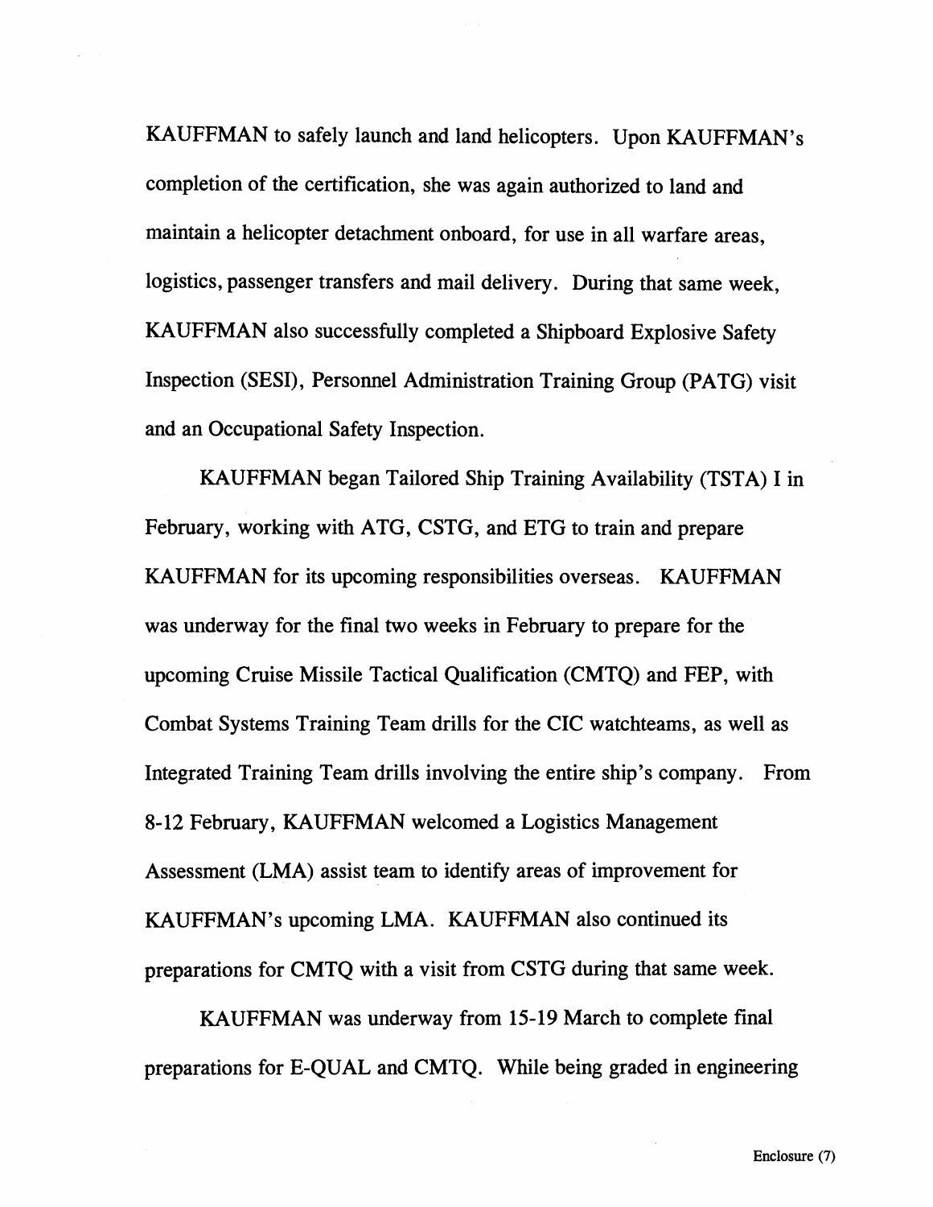KAUFFMAN to safely launch and land helicopters. Upon KAUFFMAN's completion of the certification, she was again authorized to land and maintain a helicopter detachment onboard, for use in all warfare areas, logistics, passenger transfers and mail delivery. During that same week, KAUFFMAN also successfully completed a Shipboard Explosive Safety Inspection (SESI), Personnel Administration Training Group (PATG) visit and an Occupational Safety Inspection.

KAUFFMAN began Tailored Ship Training Availability (TSTA) I in February, working with ATG, CSTG, and ETG to train and prepare KAUFFMAN for its upcoming responsibilities overseas. KAUFFMAN was underway for the final two weeks in February to prepare for the upcoming Cruise Missile Tactical Qualification (CMTQ) and FEP, with Combat Systems Training Team drills for the CIC watchteams, as well as Integrated Training Team drills involving the entire ship's company. From 8-12 February, KAUFFMAN welcomed a Logistics Management Assessment (LMA) assist team to identify areas of improvement for KAUFFMAN's upcoming LMA. KAUFFMAN also continued its preparations for CMTQ with a visit from CSTG during that same week.

KAUFFMAN was underway from 15-19 March to complete final preparations for E-QUAL and CMTQ. While being graded in engineering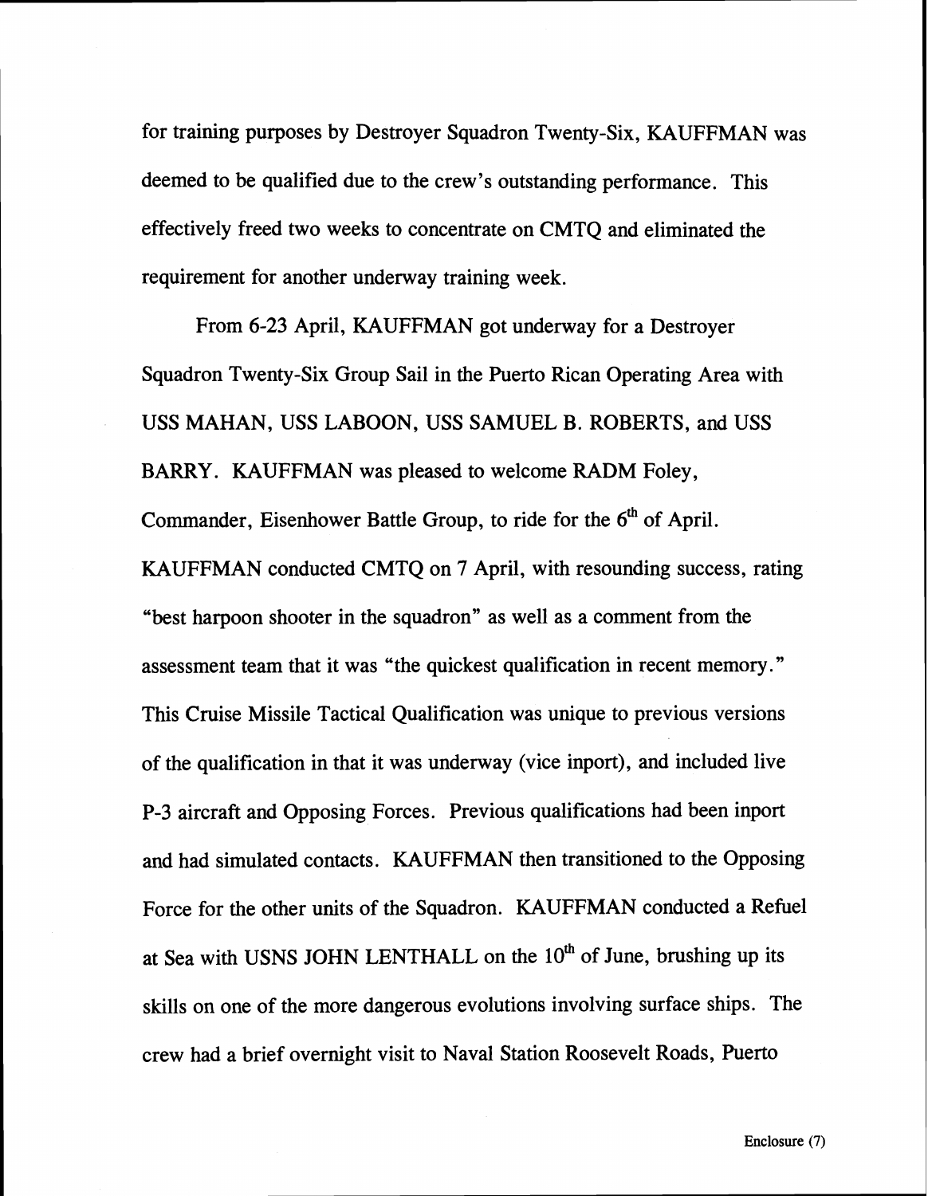for training purposes by Destroyer Squadron Twenty-Six, KAUFFMAN was deemed to be qualified due to the crew's outstanding performance. This effectively freed two weeks to concentrate on CMTQ and eliminated the requirement for another underway training week.

From 6-23 April, KAUFFMAN got underway for a Destroyer Squadron Twenty-Six Group Sail in the Puerto Rican Operating Area with USS MAHAN, USS LABOON, USS SAMUEL B. ROBERTS, and USS BARRY. KAUFFMAN was pleased to welcome RADM Foley, Commander, Eisenhower Battle Group, to ride for the 6th of April. KAUFFMAN conducted CMTQ on 7 April, with resounding success, rating "best harpoon shooter in the squadron" as well as a comment from the assessment team that it was "the quickest qualification in recent memory." This Cruise Missile Tactical Qualification was unique to previous versions of the qualification in that it was underway (vice inport), and included live P-3 aircraft and Opposing Forces. Previous qualifications had been inport and had simulated contacts. KAUFFMAN then transitioned to the Opposing Force for the other units of the Squadron. KAUFFMAN conducted a Refuel at Sea with USNS JOHN LENTHALL on the 10th of June, brushing up its skills on one of the more dangerous evolutions involving surface ships. The crew had a brief overnight visit to Naval Station Roosevelt Roads, Puerto

Enclosure (7)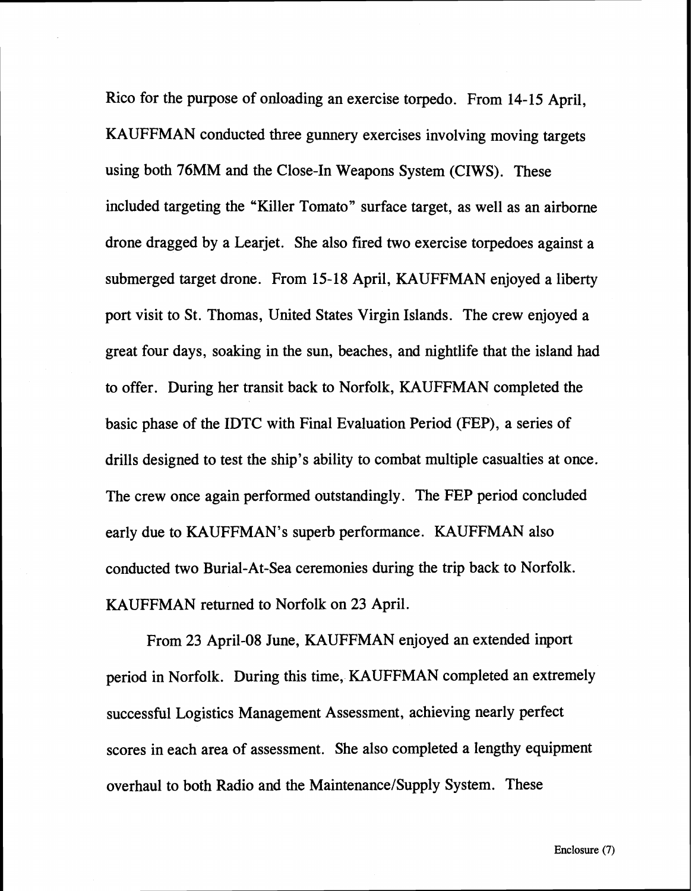Rico for the purpose of onloading an exercise torpedo. From 14-15 April, KAUFFMAN conducted three gunnery exercises involving moving targets using both 76MM and the Close-In Weapons System (CIWS). These included targeting the "Killer Tomato" surface target, as well as an airborne drone dragged by a Learjet. She also fired two exercise torpedoes against a submerged target drone. From 15-18 April, KAUFFMAN enjoyed a liberty port visit to St. Thomas, United States Virgin Islands. The crew enjoyed a great four days, soaking in the sun, beaches, and nightlife that the island had to offer. During her transit back to Norfolk, KAUFFMAN completed the basic phase of the IDTC with Final Evaluation Period (FEP), a series of drills designed to test the ship's ability to combat multiple casualties at once. The crew once again performed outstandingly. The FEP period concluded early due to KAUFFMAN's superb performance. KAUFFMAN also conducted two Burial-At-Sea ceremonies during the trip back to Norfolk. KAUFFMAN returned to Norfolk on 23 April.

From 23 April-08 June, KAUFFMAN enjoyed an extended inport period in Norfolk. During this time, KAUFFMAN completed an extremely successful Logistics Management Assessment, achieving nearly perfect scores in each area of assessment. She also completed a lengthy equipment overhaul to both Radio and the Maintenance/Supply System. These

Enclosure (7)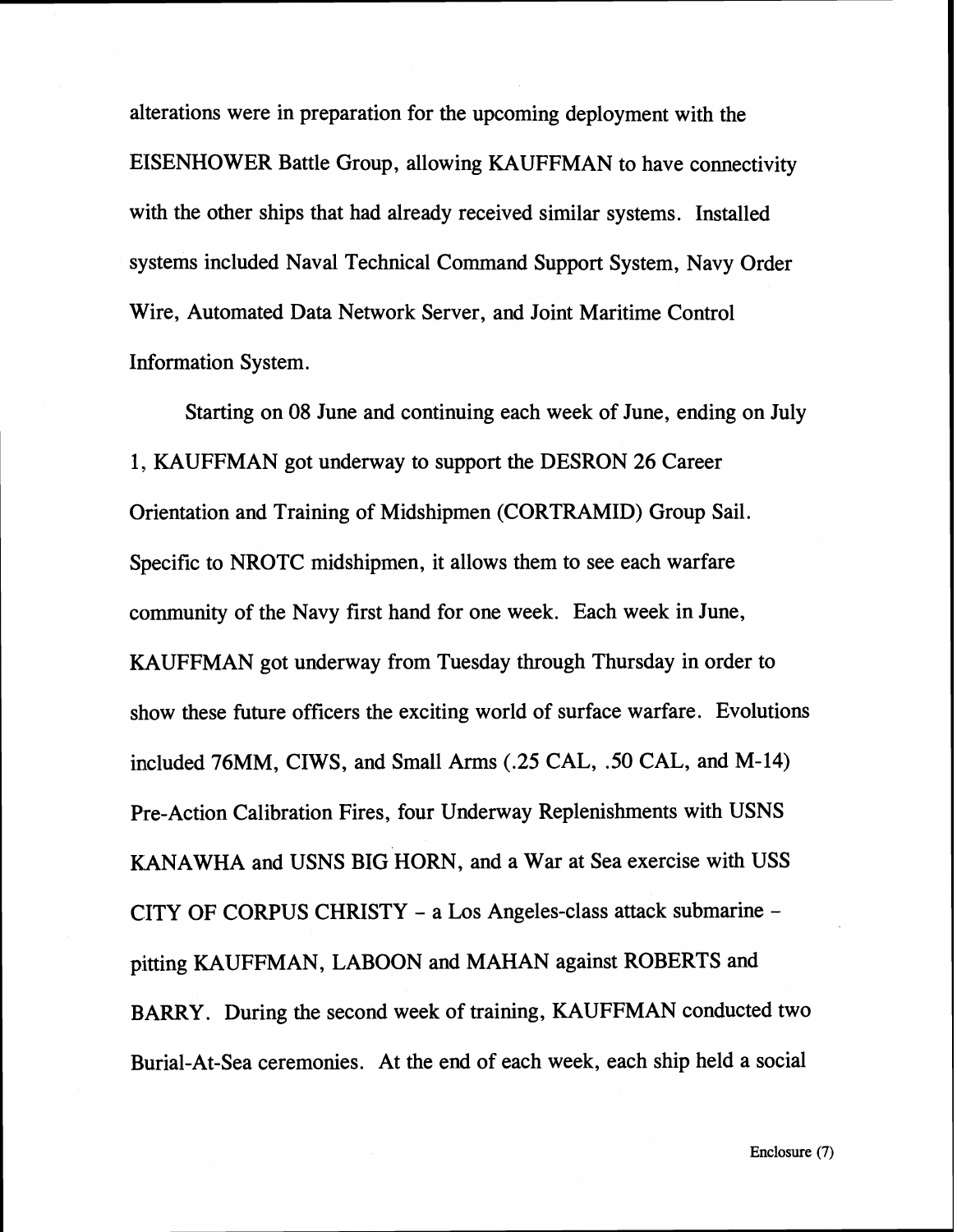alterations were in preparation for the upcoming deployment with the EISENHOWER Battle Group, allowing KAUFFMAN to have connectivity with the other ships that had already received similar systems. Installed systems included Naval Technical Command Support System, Navy Order Wire, Automated Data Network Server, and Joint Maritime Control Information System.

Starting on 08 June and continuing each week of June, ending on July 1, KAUFFMAN got underway to support the DESRON 26 Career Orientation and Training of Midshipmen (CORTRAMID) Group Sail. Specific to NROTC midshipmen, it allows them to see each warfare community of the Navy first hand for one week. Each week in June, KAUFFMAN got underway from Tuesday through Thursday in order to show these future officers the exciting world of surface warfare. Evolutions included 76MM, CIWS, and Small Arms (.25 CAL, .50 CAL, and M-14) Pre-Action Calibration Fires, four Underway Replenishments with USNS KANAWHA and USNS BIG HORN, and a War at Sea exercise with USS CITY OF CORPUS CHRISTY – a Los Angeles-class attack submarine – pitting KAUFFMAN, LABOON and MAHAN against ROBERTS and BARRY. During the second week of training, KAUFFMAN conducted two Burial-At-Sea ceremonies. At the end of each week, each ship held a social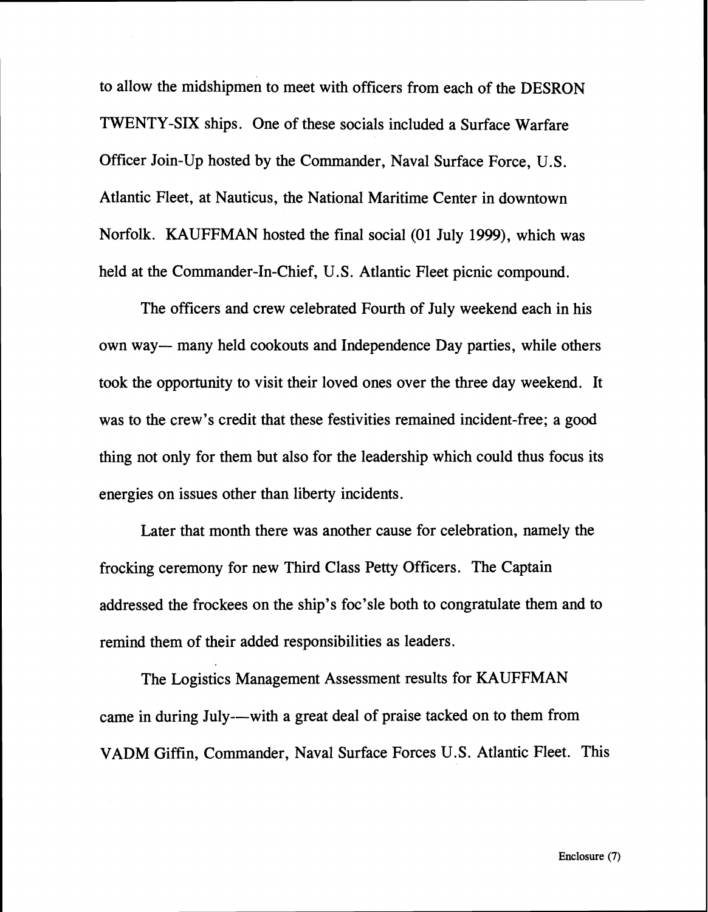to allow the midshipmen to meet with officers from each of the DESRON TWENTY-SIX ships. One of these socials included a Surface Warfare Officer Join-Up hosted by the Commander, Naval Surface Force, U.S. Atlantic Fleet, at Nauticus, the National Maritime Center in downtown Norfolk. KAUFFMAN hosted the final social (01 July 1999), which was held at the Commander-In-Chief, U.S. Atlantic Fleet picnic compound.

The officers and crew celebrated Fourth of July weekend each in his own way— many held cookouts and Independence Day parties, while others took the opportunity to visit their loved ones over the three day weekend. It was to the crew's credit that these festivities remained incident-free; a good thing not only for them but also for the leadership which could thus focus its energies on issues other than liberty incidents.

Later that month there was another cause for celebration, namely the frocking ceremony for new Third Class Petty Officers. The Captain addressed the frockees on the ship's foc'sle both to congratulate them and to remind them of their added responsibilities as leaders.

The Logistics Management Assessment results for KAUFFMAN came in during July—with a great deal of praise tacked on to them from VADM Giffin, Commander, Naval Surface Forces U.S. Atlantic Fleet. This

Enclosure (7)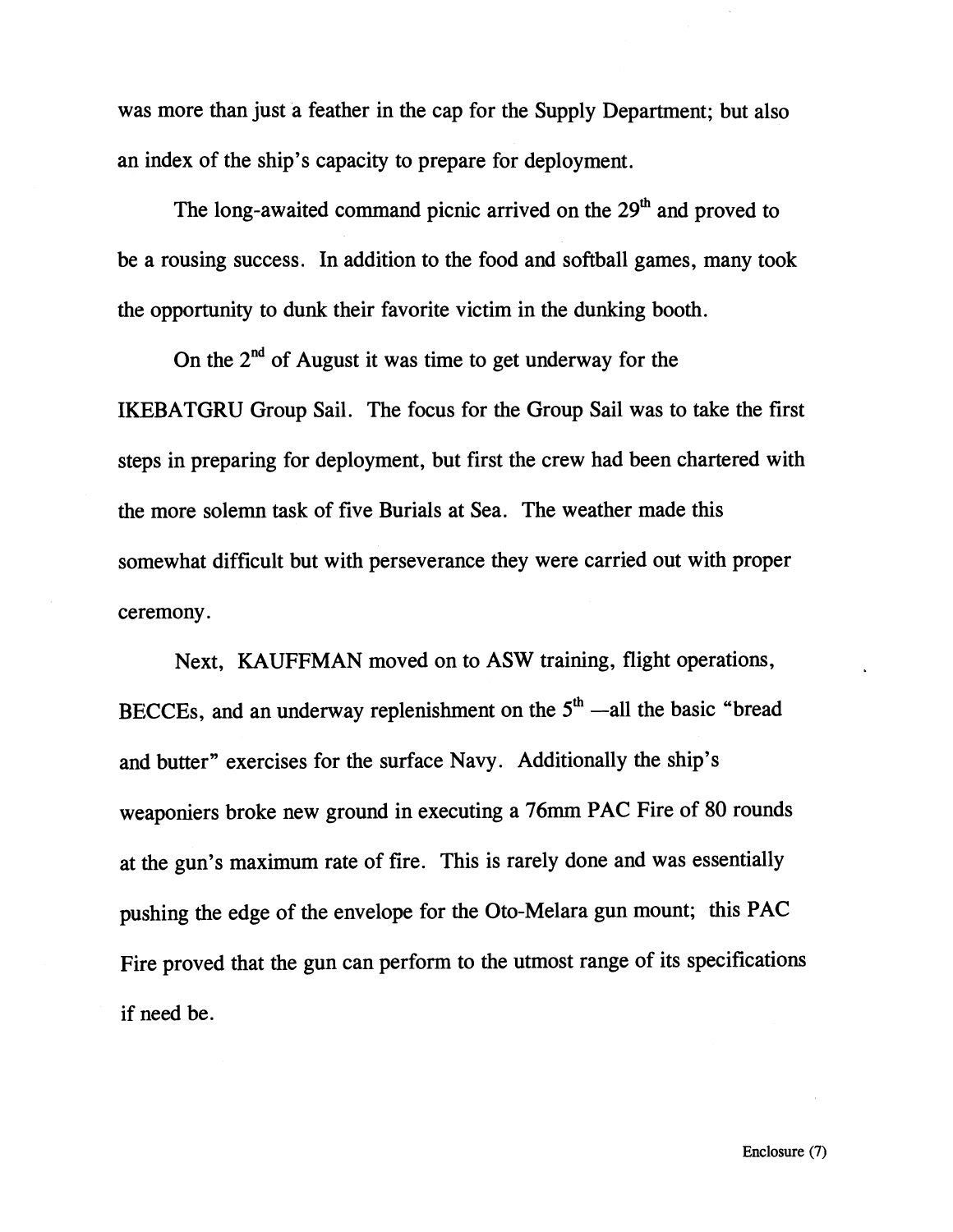was more than just a feather in the cap for the Supply Department; but also an index of the ship's capacity to prepare for deployment.

The long-awaited command picnic arrived on the 29th and proved to be a rousing success. In addition to the food and softball games, many took the opportunity to dunk their favorite victim in the dunking booth.

On the 2nd of August it was time to get underway for the IKEBATGRU Group Sail. The focus for the Group Sail was to take the first steps in preparing for deployment, but first the crew had been chartered with the more solemn task of five Burials at Sea. The weather made this somewhat difficult but with perseverance they were carried out with proper ceremony.

Next, KAUFFMAN moved on to ASW training, flight operations, BECCEs, and an underway replenishment on the 5th —all the basic "bread and butter" exercises for the surface Navy. Additionally the ship's weaponiers broke new ground in executing a 76mm PAC Fire of 80 rounds at the gun's maximum rate of fire. This is rarely done and was essentially pushing the edge of the envelope for the Oto-Melara gun mount; this PAC Fire proved that the gun can perform to the utmost range of its specifications if need be.

Enclosure (7)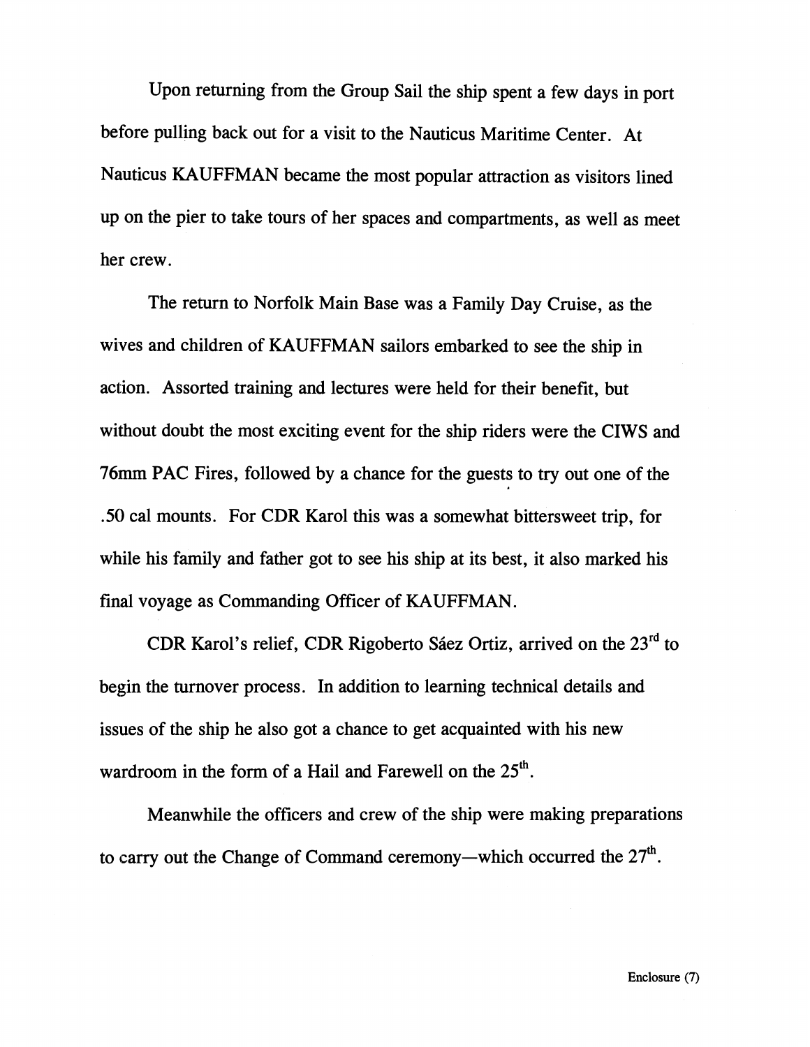Upon returning from the Group Sail the ship spent a few days in port before pulling back out for a visit to the Nauticus Maritime Center. At Nauticus KAUFFMAN became the most popular attraction as visitors lined up on the pier to take tours of her spaces and compartments, as well as meet her crew.

The return to Norfolk Main Base was a Family Day Cruise, as the wives and children of KAUFFMAN sailors embarked to see the ship in action. Assorted training and lectures were held for their benefit, but without doubt the most exciting event for the ship riders were the CIWS and 76mm PAC Fires, followed by a chance for the guests to try out one of the .50 cal mounts. For CDR Karol this was a somewhat bittersweet trip, for while his family and father got to see his ship at its best, it also marked his final voyage as Commanding Officer of KAUFFMAN.

CDR Karol's relief, CDR Rigoberto Sáez Ortiz, arrived on the 23rd to begin the turnover process. In addition to learning technical details and issues of the ship he also got a chance to get acquainted with his new wardroom in the form of a Hail and Farewell on the 25th.

Meanwhile the officers and crew of the ship were making preparations to carry out the Change of Command ceremony—which occurred the 27th.

Enclosure (7)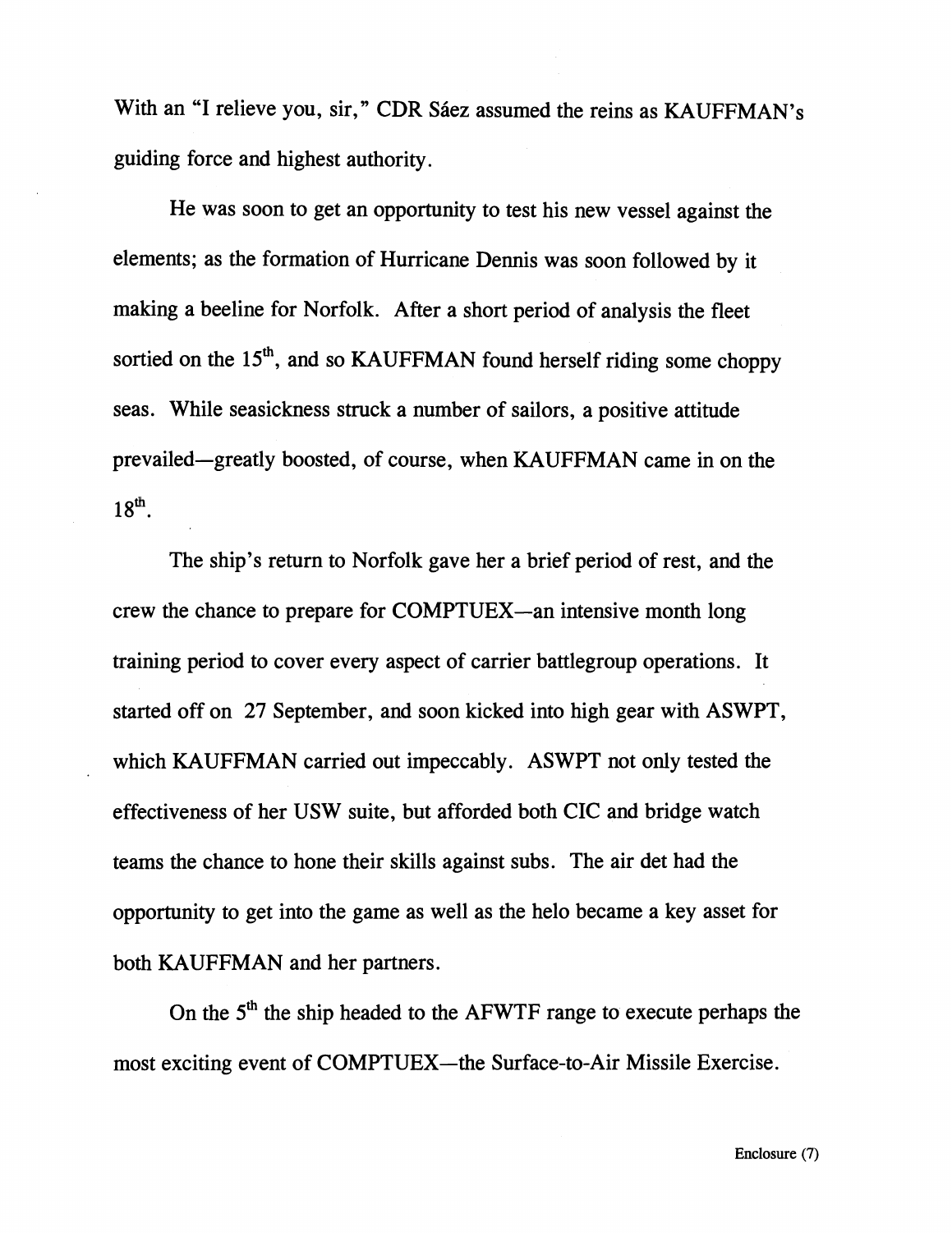With an "I relieve you, sir," CDR Sáez assumed the reins as KAUFFMAN's guiding force and highest authority.

He was soon to get an opportunity to test his new vessel against the elements; as the formation of Hurricane Dennis was soon followed by it making a beeline for Norfolk. After a short period of analysis the fleet sortied on the 15th, and so KAUFFMAN found herself riding some choppy seas. While seasickness struck a number of sailors, a positive attitude prevailed—greatly boosted, of course, when KAUFFMAN came in on the 18th.

The ship's return to Norfolk gave her a brief period of rest, and the crew the chance to prepare for COMPTUEX—an intensive month long training period to cover every aspect of carrier battlegroup operations. It started off on 27 September, and soon kicked into high gear with ASWPT, which KAUFFMAN carried out impeccably. ASWPT not only tested the effectiveness of her USW suite, but afforded both CIC and bridge watch teams the chance to hone their skills against subs. The air det had the opportunity to get into the game as well as the helo became a key asset for both KAUFFMAN and her partners.

On the 5th the ship headed to the AFWTF range to execute perhaps the most exciting event of COMPTUEX—the Surface-to-Air Missile Exercise.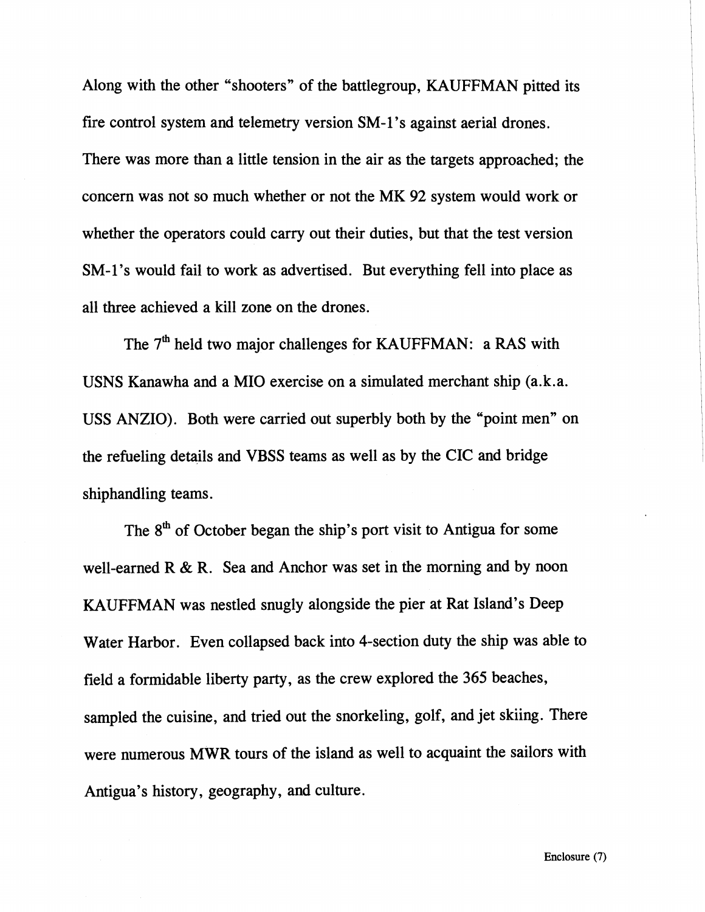Along with the other "shooters" of the battlegroup, KAUFFMAN pitted its fire control system and telemetry version SM-1's against aerial drones. There was more than a little tension in the air as the targets approached; the concern was not so much whether or not the MK 92 system would work or whether the operators could carry out their duties, but that the test version SM-1's would fail to work as advertised. But everything fell into place as all three achieved a kill zone on the drones.

The 7th held two major challenges for KAUFFMAN: a RAS with USNS Kanawha and a MIO exercise on a simulated merchant ship (a.k.a. USS ANZIO). Both were carried out superbly both by the "point men" on the refueling details and VBSS teams as well as by the CIC and bridge shiphandling teams.

The 8th of October began the ship's port visit to Antigua for some well-earned R & R. Sea and Anchor was set in the morning and by noon KAUFFMAN was nestled snugly alongside the pier at Rat Island's Deep Water Harbor. Even collapsed back into 4-section duty the ship was able to field a formidable liberty party, as the crew explored the 365 beaches, sampled the cuisine, and tried out the snorkeling, golf, and jet skiing. There were numerous MWR tours of the island as well to acquaint the sailors with Antigua's history, geography, and culture.

Enclosure (7)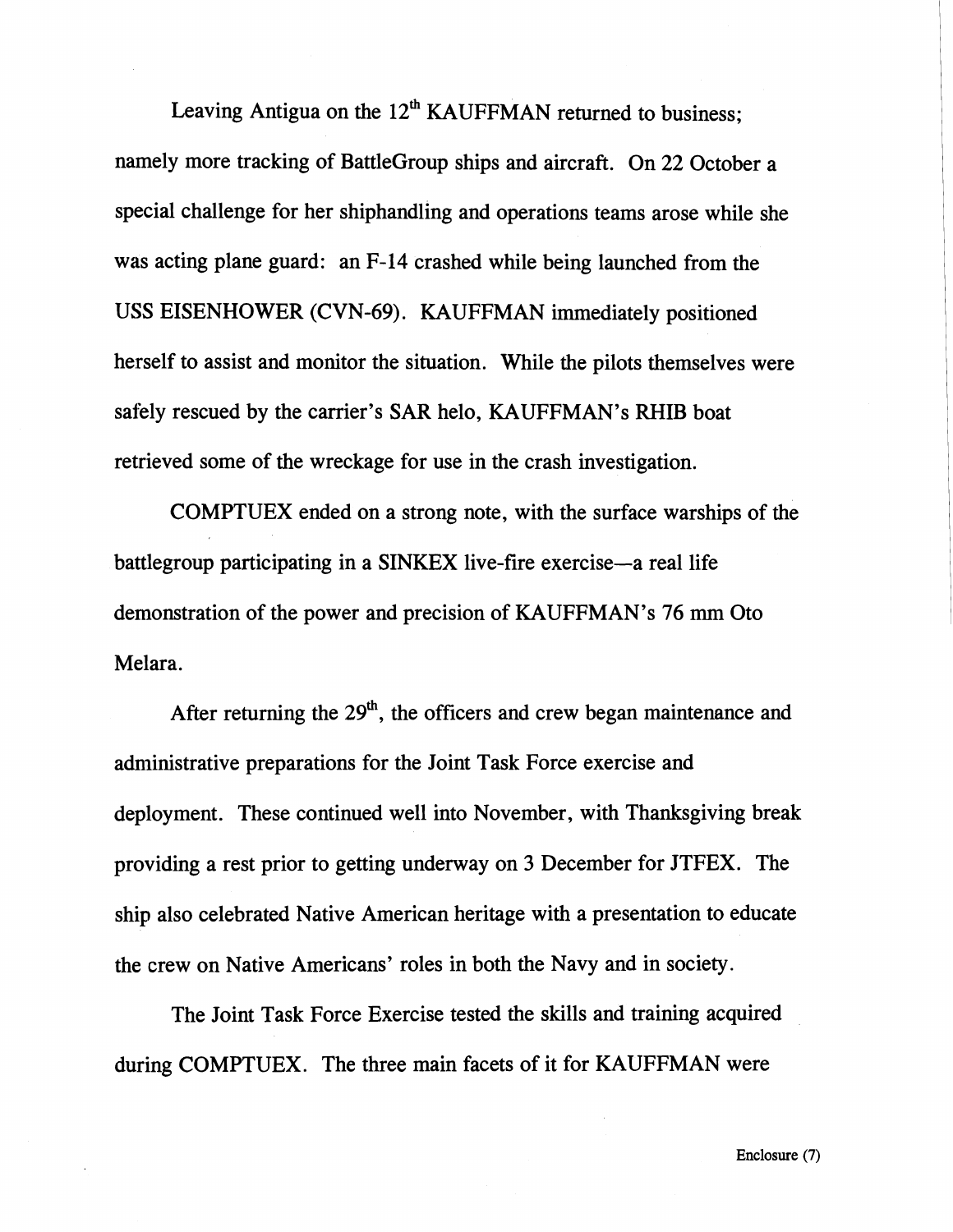Leaving Antigua on the 12th KAUFFMAN returned to business; namely more tracking of BattleGroup ships and aircraft. On 22 October a special challenge for her shiphandling and operations teams arose while she was acting plane guard: an F-14 crashed while being launched from the USS EISENHOWER (CVN-69). KAUFFMAN immediately positioned herself to assist and monitor the situation. While the pilots themselves were safely rescued by the carrier's SAR helo, KAUFFMAN's RHIB boat retrieved some of the wreckage for use in the crash investigation.

COMPTUEX ended on a strong note, with the surface warships of the battlegroup participating in a SINKEX live-fire exercise—a real life demonstration of the power and precision of KAUFFMAN's 76 mm Oto Melara.

After returning the 29th, the officers and crew began maintenance and administrative preparations for the Joint Task Force exercise and deployment. These continued well into November, with Thanksgiving break providing a rest prior to getting underway on 3 December for JTFEX. The ship also celebrated Native American heritage with a presentation to educate the crew on Native Americans' roles in both the Navy and in society.

The Joint Task Force Exercise tested the skills and training acquired during COMPTUEX. The three main facets of it for KAUFFMAN were

Enclosure (7)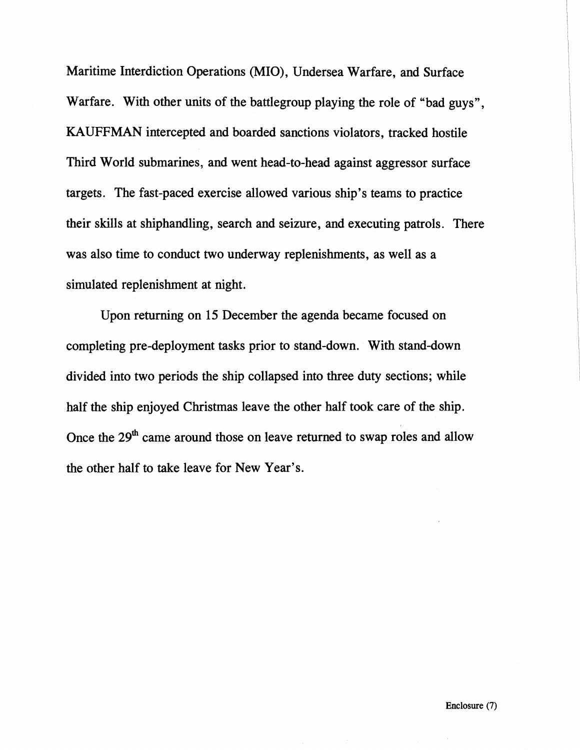Maritime Interdiction Operations (MIO), Undersea Warfare, and Surface Warfare. With other units of the battlegroup playing the role of "bad guys", KAUFFMAN intercepted and boarded sanctions violators, tracked hostile Third World submarines, and went head-to-head against aggressor surface targets. The fast-paced exercise allowed various ship's teams to practice their skills at shiphandling, search and seizure, and executing patrols. There was also time to conduct two underway replenishments, as well as a simulated replenishment at night.

Upon returning on 15 December the agenda became focused on completing pre-deployment tasks prior to stand-down. With stand-down divided into two periods the ship collapsed into three duty sections; while half the ship enjoyed Christmas leave the other half took care of the ship. Once the 29th came around those on leave returned to swap roles and allow the other half to take leave for New Year's.

Enclosure (7)